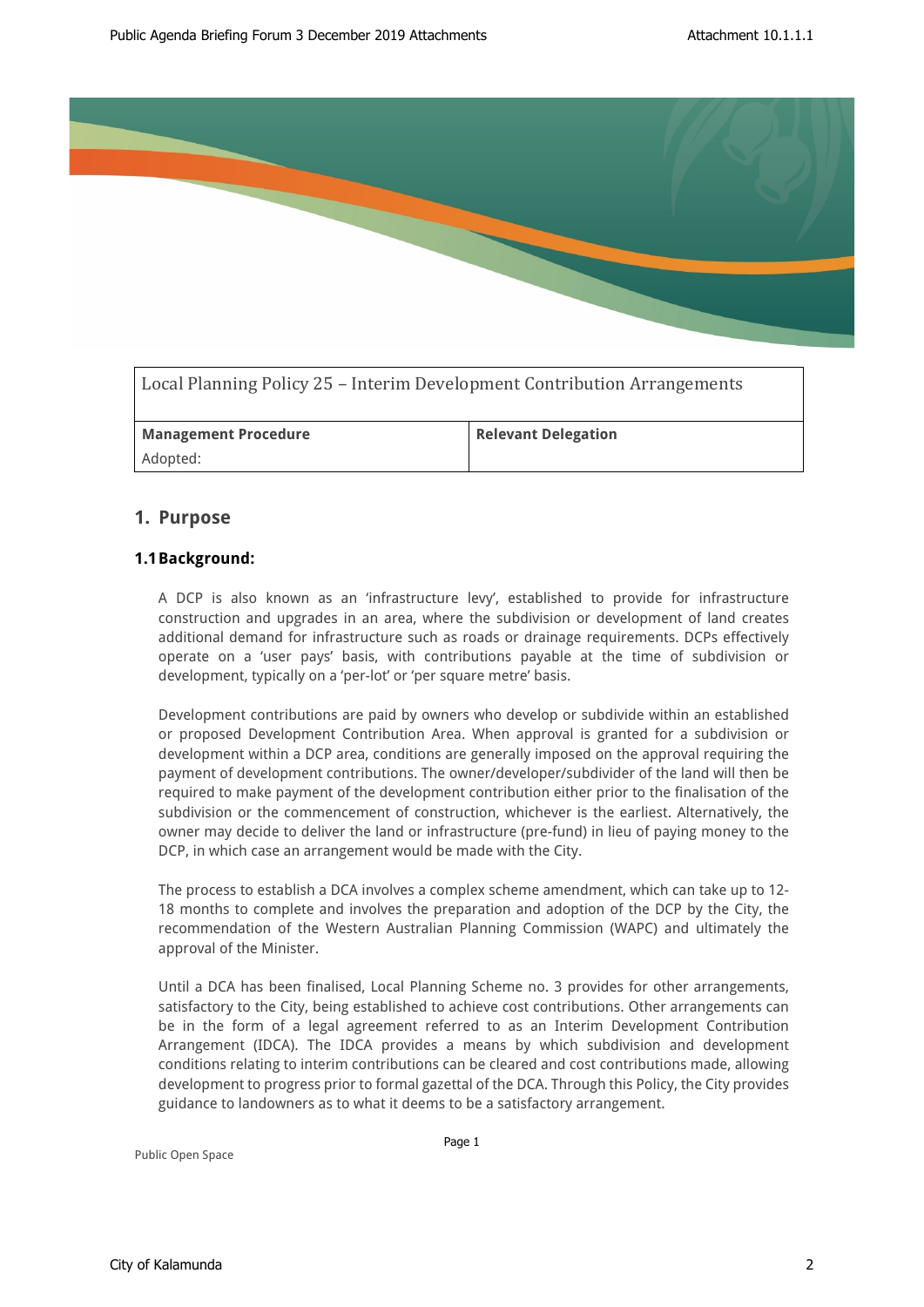| Local Planning Policy 25 – Interim Development Contribution Arrangements | |
|---|---|
| **Management Procedure**<br>Adopted: | **Relevant Delegation** |

## 1. Purpose

### 1.1 Background:

A DCP is also known as an 'infrastructure levy', established to provide for infrastructure construction and upgrades in an area, where the subdivision or development of land creates additional demand for infrastructure such as roads or drainage requirements. DCPs effectively operate on a 'user pays' basis, with contributions payable at the time of subdivision or development, typically on a 'per-lot' or 'per square metre' basis.

Development contributions are paid by owners who develop or subdivide within an established or proposed Development Contribution Area. When approval is granted for a subdivision or development within a DCP area, conditions are generally imposed on the approval requiring the payment of development contributions. The owner/developer/subdivider of the land will then be required to make payment of the development contribution either prior to the finalisation of the subdivision or the commencement of construction, whichever is the earliest. Alternatively, the owner may decide to deliver the land or infrastructure (pre-fund) in lieu of paying money to the DCP, in which case an arrangement would be made with the City.

The process to establish a DCA involves a complex scheme amendment, which can take up to 12-18 months to complete and involves the preparation and adoption of the DCP by the City, the recommendation of the Western Australian Planning Commission (WAPC) and ultimately the approval of the Minister.

Until a DCA has been finalised, Local Planning Scheme no. 3 provides for other arrangements, satisfactory to the City, being established to achieve cost contributions. Other arrangements can be in the form of a legal agreement referred to as an Interim Development Contribution Arrangement (IDCA). The IDCA provides a means by which subdivision and development conditions relating to interim contributions can be cleared and cost contributions made, allowing development to progress prior to formal gazettal of the DCA. Through this Policy, the City provides guidance to landowners as to what it deems to be a satisfactory arrangement.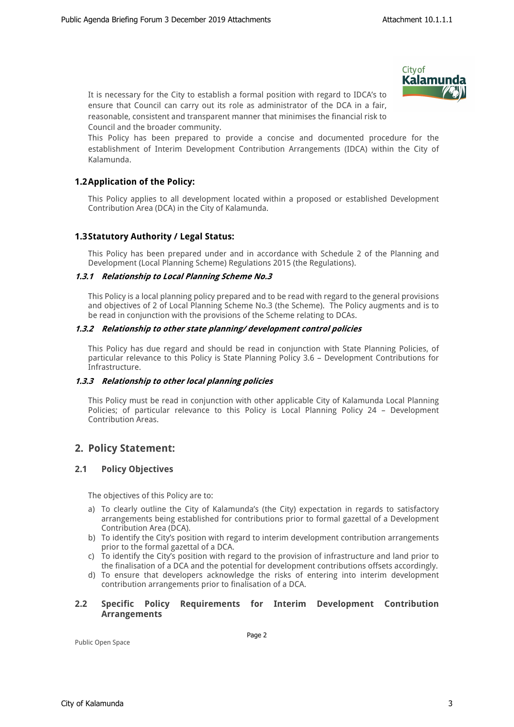It is necessary for the City to establish a formal position with regard to IDCA's to ensure that Council can carry out its role as administrator of the DCA in a fair, reasonable, consistent and transparent manner that minimises the financial risk to Council and the broader community.

This Policy has been prepared to provide a concise and documented procedure for the establishment of Interim Development Contribution Arrangements (IDCA) within the City of Kalamunda.

### 1.2 Application of the Policy:

This Policy applies to all development located within a proposed or established Development Contribution Area (DCA) in the City of Kalamunda.

### 1.3 Statutory Authority / Legal Status:

This Policy has been prepared under and in accordance with Schedule 2 of the Planning and Development (Local Planning Scheme) Regulations 2015 (the Regulations).

#### *1.3.1 Relationship to Local Planning Scheme No.3*

This Policy is a local planning policy prepared and to be read with regard to the general provisions and objectives of 2 of Local Planning Scheme No.3 (the Scheme). The Policy augments and is to be read in conjunction with the provisions of the Scheme relating to DCAs.

#### *1.3.2 Relationship to other state planning/ development control policies*

This Policy has due regard and should be read in conjunction with State Planning Policies, of particular relevance to this Policy is State Planning Policy 3.6 – Development Contributions for Infrastructure.

#### *1.3.3 Relationship to other local planning policies*

This Policy must be read in conjunction with other applicable City of Kalamunda Local Planning Policies; of particular relevance to this Policy is Local Planning Policy 24 – Development Contribution Areas.

## 2. Policy Statement:

### 2.1 Policy Objectives

The objectives of this Policy are to:

a) To clearly outline the City of Kalamunda's (the City) expectation in regards to satisfactory arrangements being established for contributions prior to formal gazettal of a Development Contribution Area (DCA).
b) To identify the City's position with regard to interim development contribution arrangements prior to the formal gazettal of a DCA.
c) To identify the City's position with regard to the provision of infrastructure and land prior to the finalisation of a DCA and the potential for development contributions offsets accordingly.
d) To ensure that developers acknowledge the risks of entering into interim development contribution arrangements prior to finalisation of a DCA.

### 2.2 Specific Policy Requirements for Interim Development Contribution Arrangements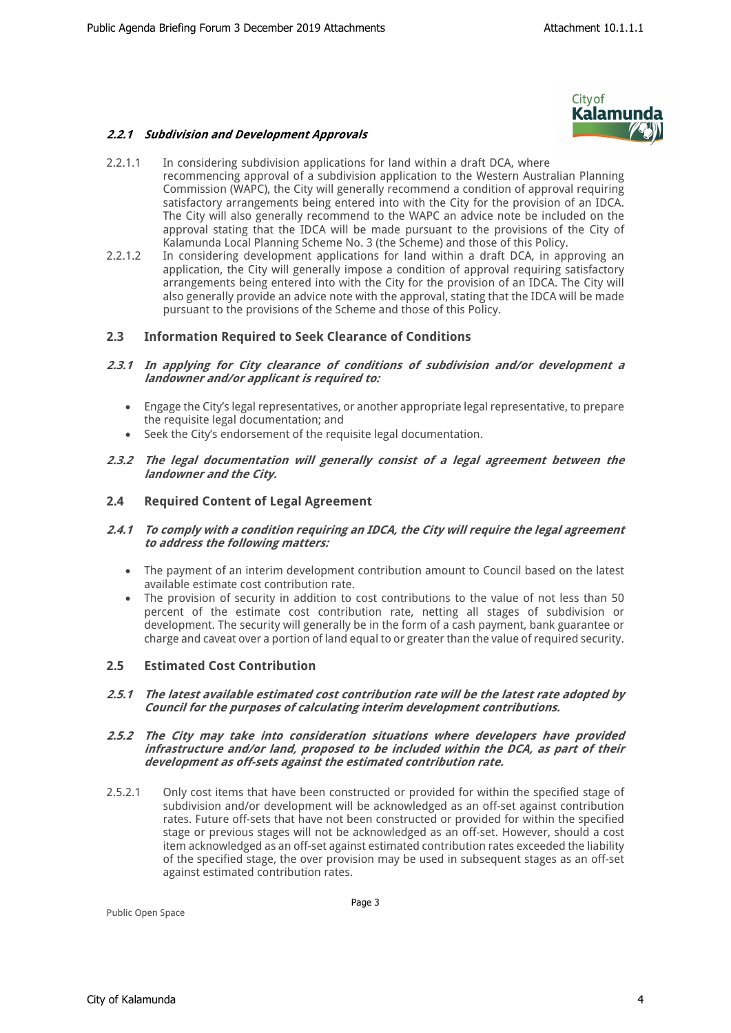#### *2.2.1 Subdivision and Development Approvals*

2.2.1.1 In considering subdivision applications for land within a draft DCA, where recommencing approval of a subdivision application to the Western Australian Planning Commission (WAPC), the City will generally recommend a condition of approval requiring satisfactory arrangements being entered into with the City for the provision of an IDCA. The City will also generally recommend to the WAPC an advice note be included on the approval stating that the IDCA will be made pursuant to the provisions of the City of Kalamunda Local Planning Scheme No. 3 (the Scheme) and those of this Policy.

2.2.1.2 In considering development applications for land within a draft DCA, in approving an application, the City will generally impose a condition of approval requiring satisfactory arrangements being entered into with the City for the provision of an IDCA. The City will also generally provide an advice note with the approval, stating that the IDCA will be made pursuant to the provisions of the Scheme and those of this Policy.

### 2.3 Information Required to Seek Clearance of Conditions

#### *2.3.1 In applying for City clearance of conditions of subdivision and/or development a landowner and/or applicant is required to:*

- Engage the City's legal representatives, or another appropriate legal representative, to prepare the requisite legal documentation; and
- Seek the City's endorsement of the requisite legal documentation.

#### *2.3.2 The legal documentation will generally consist of a legal agreement between the landowner and the City.*

### 2.4 Required Content of Legal Agreement

#### *2.4.1 To comply with a condition requiring an IDCA, the City will require the legal agreement to address the following matters:*

- The payment of an interim development contribution amount to Council based on the latest available estimate cost contribution rate.
- The provision of security in addition to cost contributions to the value of not less than 50 percent of the estimate cost contribution rate, netting all stages of subdivision or development. The security will generally be in the form of a cash payment, bank guarantee or charge and caveat over a portion of land equal to or greater than the value of required security.

### 2.5 Estimated Cost Contribution

#### *2.5.1 The latest available estimated cost contribution rate will be the latest rate adopted by Council for the purposes of calculating interim development contributions.*

#### *2.5.2 The City may take into consideration situations where developers have provided infrastructure and/or land, proposed to be included within the DCA, as part of their development as off-sets against the estimated contribution rate.*

2.5.2.1 Only cost items that have been constructed or provided for within the specified stage of subdivision and/or development will be acknowledged as an off-set against contribution rates. Future off-sets that have not been constructed or provided for within the specified stage or previous stages will not be acknowledged as an off-set. However, should a cost item acknowledged as an off-set against estimated contribution rates exceeded the liability of the specified stage, the over provision may be used in subsequent stages as an off-set against estimated contribution rates.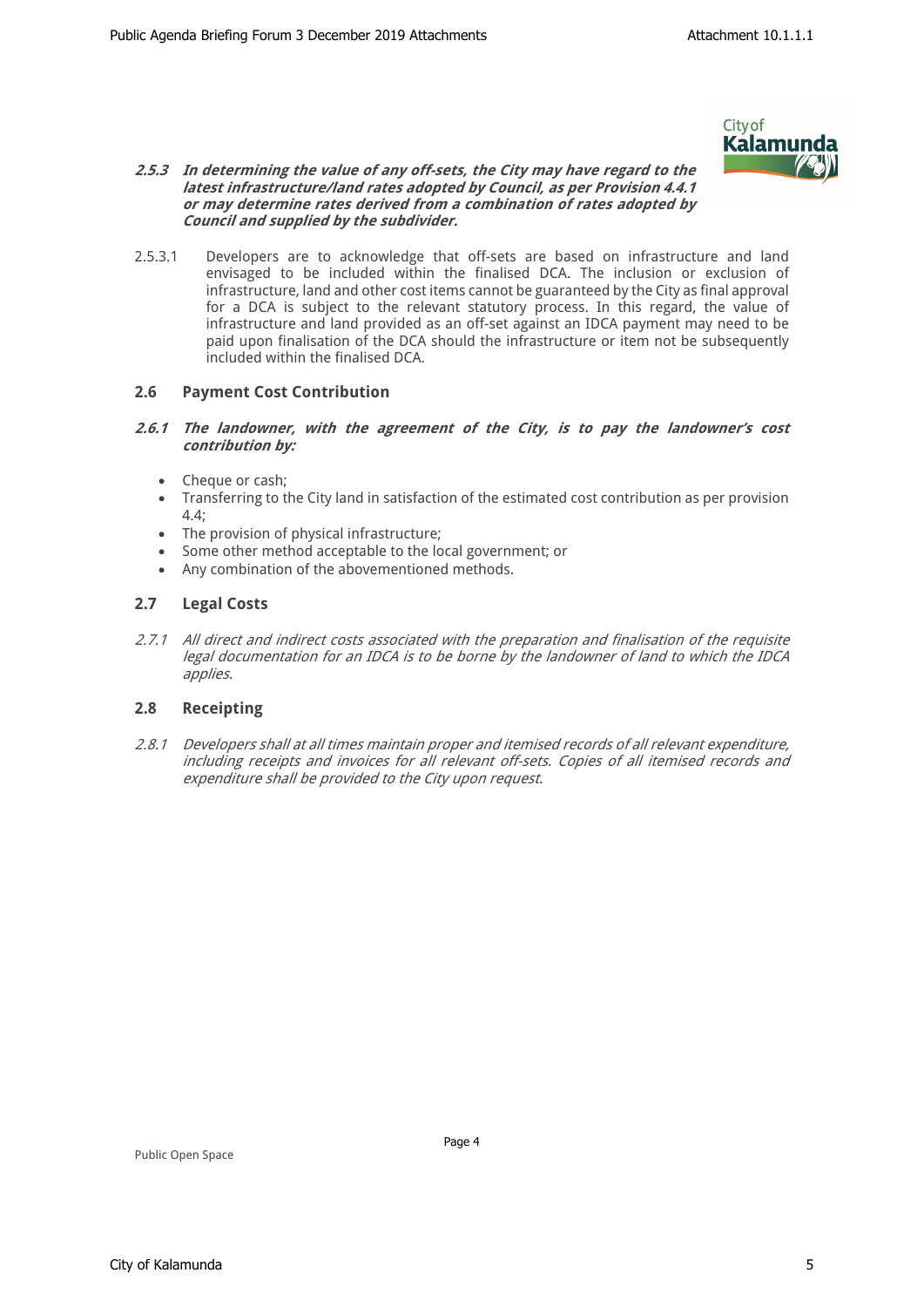***2.5.3 In determining the value of any off-sets, the City may have regard to the latest infrastructure/land rates adopted by Council, as per Provision 4.4.1 or may determine rates derived from a combination of rates adopted by Council and supplied by the subdivider.***

2.5.3.1 Developers are to acknowledge that off-sets are based on infrastructure and land envisaged to be included within the finalised DCA. The inclusion or exclusion of infrastructure, land and other cost items cannot be guaranteed by the City as final approval for a DCA is subject to the relevant statutory process. In this regard, the value of infrastructure and land provided as an off-set against an IDCA payment may need to be paid upon finalisation of the DCA should the infrastructure or item not be subsequently included within the finalised DCA.

## 2.6 Payment Cost Contribution

***2.6.1 The landowner, with the agreement of the City, is to pay the landowner's cost contribution by:***

- Cheque or cash;
- Transferring to the City land in satisfaction of the estimated cost contribution as per provision 4.4;
- The provision of physical infrastructure;
- Some other method acceptable to the local government; or
- Any combination of the abovementioned methods.

## 2.7 Legal Costs

*2.7.1 All direct and indirect costs associated with the preparation and finalisation of the requisite legal documentation for an IDCA is to be borne by the landowner of land to which the IDCA applies.*

## 2.8 Receipting

*2.8.1 Developers shall at all times maintain proper and itemised records of all relevant expenditure, including receipts and invoices for all relevant off-sets. Copies of all itemised records and expenditure shall be provided to the City upon request.*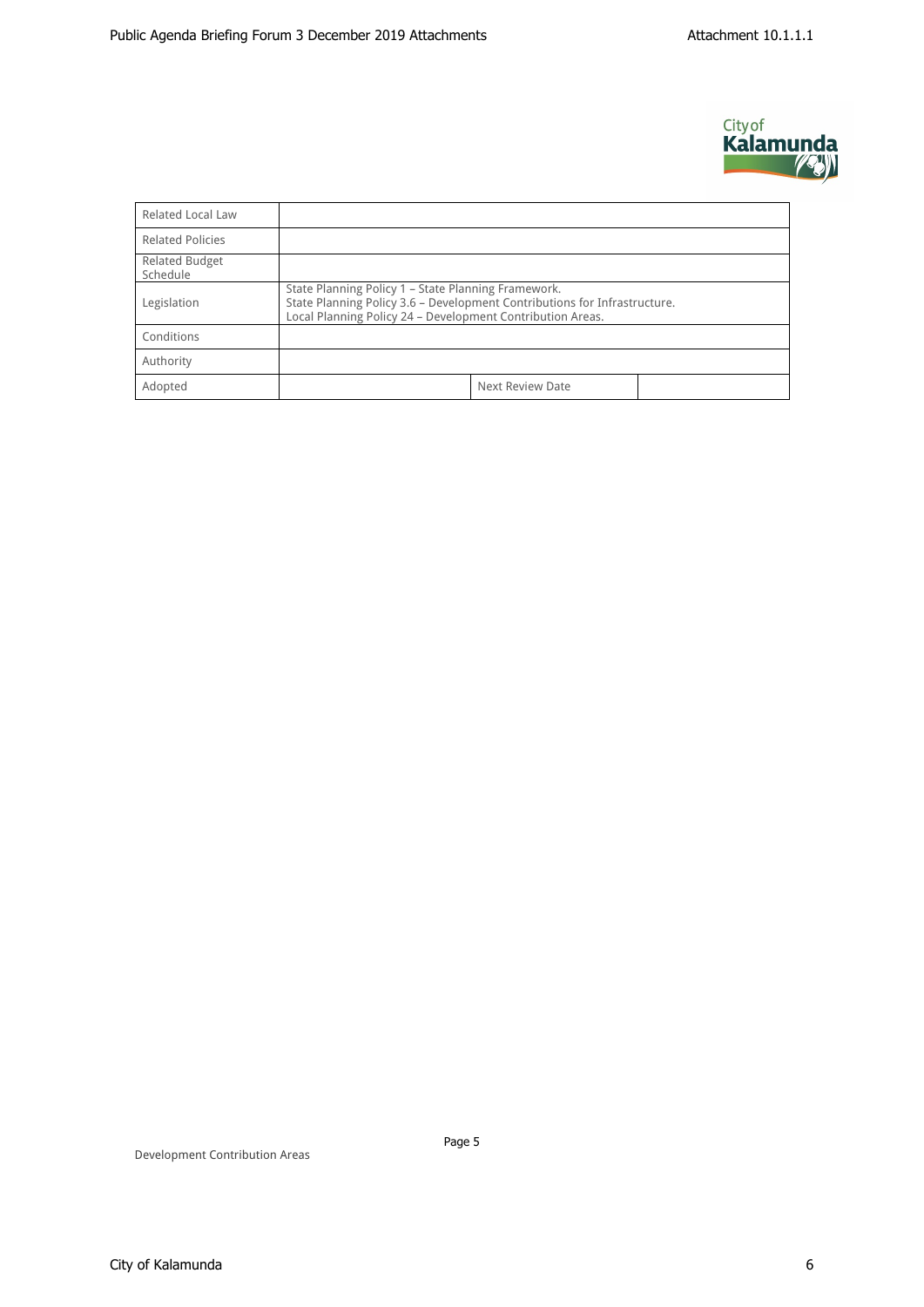| | | | |
|---|---|---|---|
| Related Local Law | | | |
| Related Policies | | | |
| Related Budget Schedule | | | |
| Legislation | State Planning Policy 1 – State Planning Framework.<br>State Planning Policy 3.6 – Development Contributions for Infrastructure.<br>Local Planning Policy 24 – Development Contribution Areas. | | |
| Conditions | | | |
| Authority | | | |
| Adopted | | Next Review Date | |